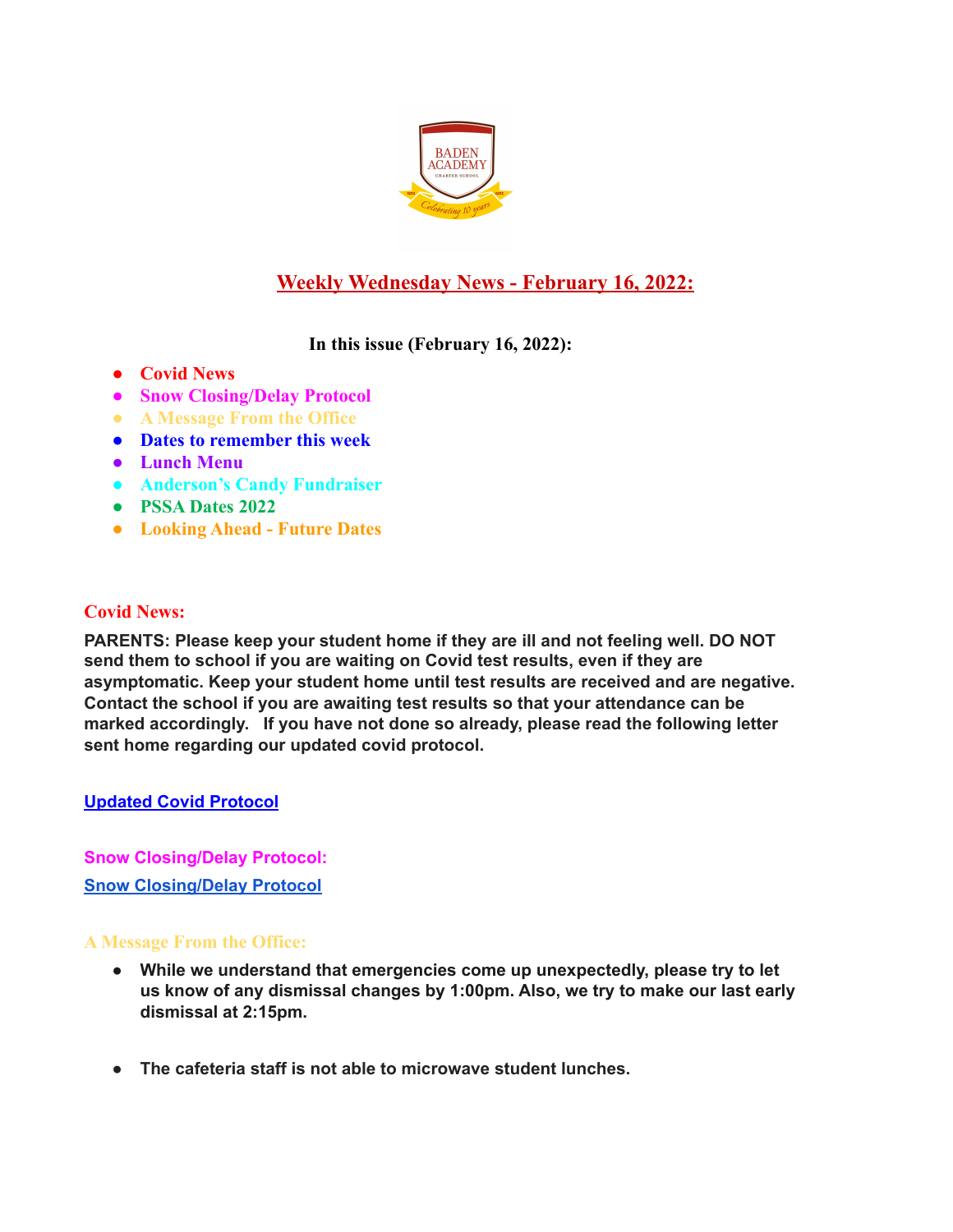# Weekly Wednesday News - February 16, 2022:

**In this issue (February 16, 2022):**

- **Covid News**
- **Snow Closing/Delay Protocol**
- **A Message From the Office**
- **Dates to remember this week**
- **Lunch Menu**
- **Anderson's Candy Fundraiser**
- **PSSA Dates 2022**
- **Looking Ahead - Future Dates**

## Covid News:

**PARENTS: Please keep your student home if they are ill and not feeling well. DO NOT send them to school if you are waiting on Covid test results, even if they are asymptomatic. Keep your student home until test results are received and are negative. Contact the school if you are awaiting test results so that your attendance can be marked accordingly. If you have not done so already, please read the following letter sent home regarding our updated covid protocol.**

**Updated Covid Protocol**

## Snow Closing/Delay Protocol:

**Snow Closing/Delay Protocol**

## A Message From the Office:

- **While we understand that emergencies come up unexpectedly, please try to let us know of any dismissal changes by 1:00pm. Also, we try to make our last early dismissal at 2:15pm.**
- **The cafeteria staff is not able to microwave student lunches.**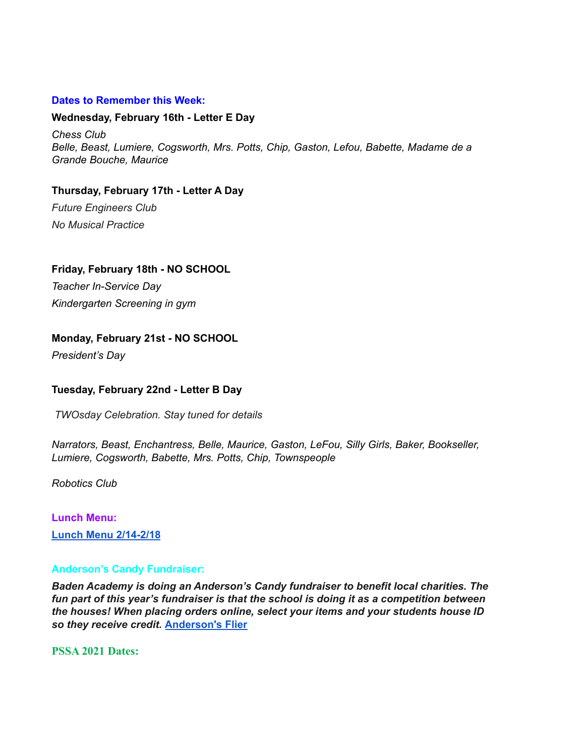## Dates to Remember this Week:

**Wednesday, February 16th - Letter E Day**

*Chess Club*
*Belle, Beast, Lumiere, Cogsworth, Mrs. Potts, Chip, Gaston, Lefou, Babette, Madame de a Grande Bouche, Maurice*

**Thursday, February 17th - Letter A Day**

*Future Engineers Club*

*No Musical Practice*

**Friday, February 18th - NO SCHOOL**

*Teacher In-Service Day*

*Kindergarten Screening in gym*

**Monday, February 21st - NO SCHOOL**

*President's Day*

**Tuesday, February 22nd - Letter B Day**

*TWOsday Celebration. Stay tuned for details*

*Narrators, Beast, Enchantress, Belle, Maurice, Gaston, LeFou, Silly Girls, Baker, Bookseller, Lumiere, Cogsworth, Babette, Mrs. Potts, Chip, Townspeople*

*Robotics Club*

## Lunch Menu:

**Lunch Menu 2/14-2/18**

## Anderson's Candy Fundraiser:

***Baden Academy is doing an Anderson's Candy fundraiser to benefit local charities. The fun part of this year's fundraiser is that the school is doing it as a competition between the houses! When placing orders online, select your items and your students house ID so they receive credit.*** **Anderson's Flier**

## PSSA 2021 Dates: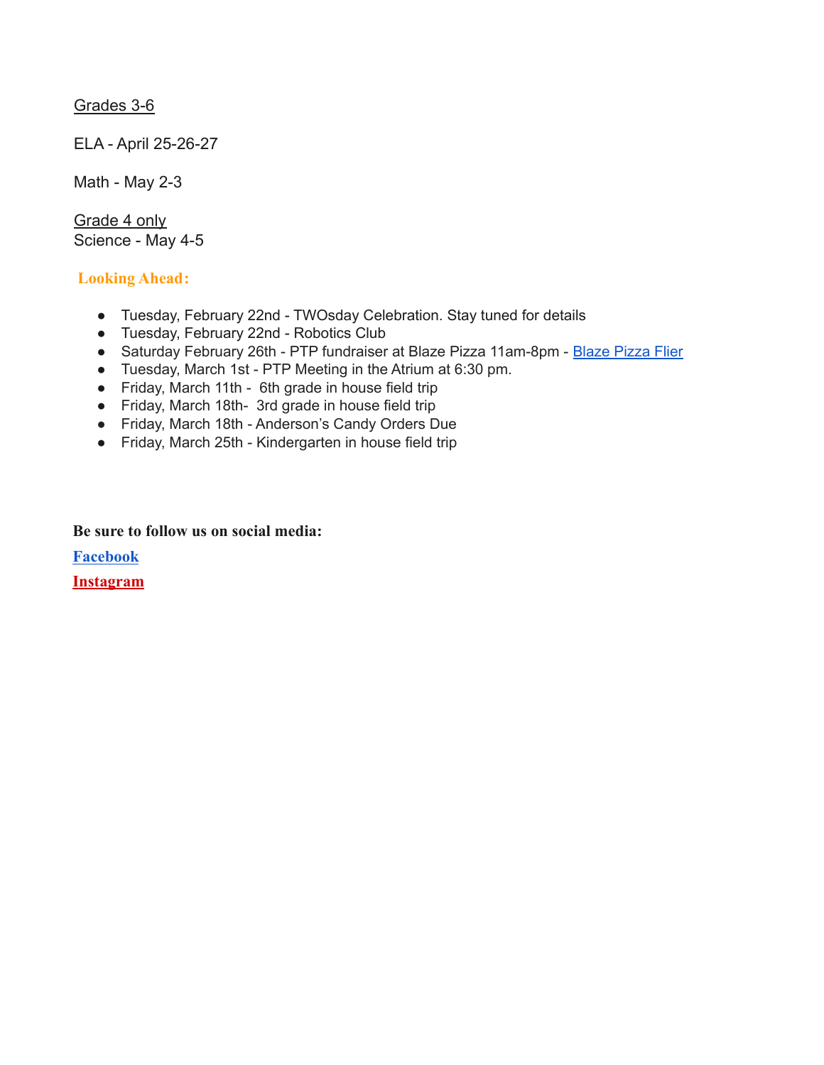<u>Grades 3-6</u>

ELA - April 25-26-27

Math - May 2-3

<u>Grade 4 only</u>
Science - May 4-5

**Looking Ahead:**

- Tuesday, February 22nd - TWOsday Celebration. Stay tuned for details
- Tuesday, February 22nd - Robotics Club
- Saturday February 26th - PTP fundraiser at Blaze Pizza 11am-8pm - Blaze Pizza Flier
- Tuesday, March 1st - PTP Meeting in the Atrium at 6:30 pm.
- Friday, March 11th - 6th grade in house field trip
- Friday, March 18th- 3rd grade in house field trip
- Friday, March 18th - Anderson's Candy Orders Due
- Friday, March 25th - Kindergarten in house field trip

**Be sure to follow us on social media:**

**Facebook**

**Instagram**